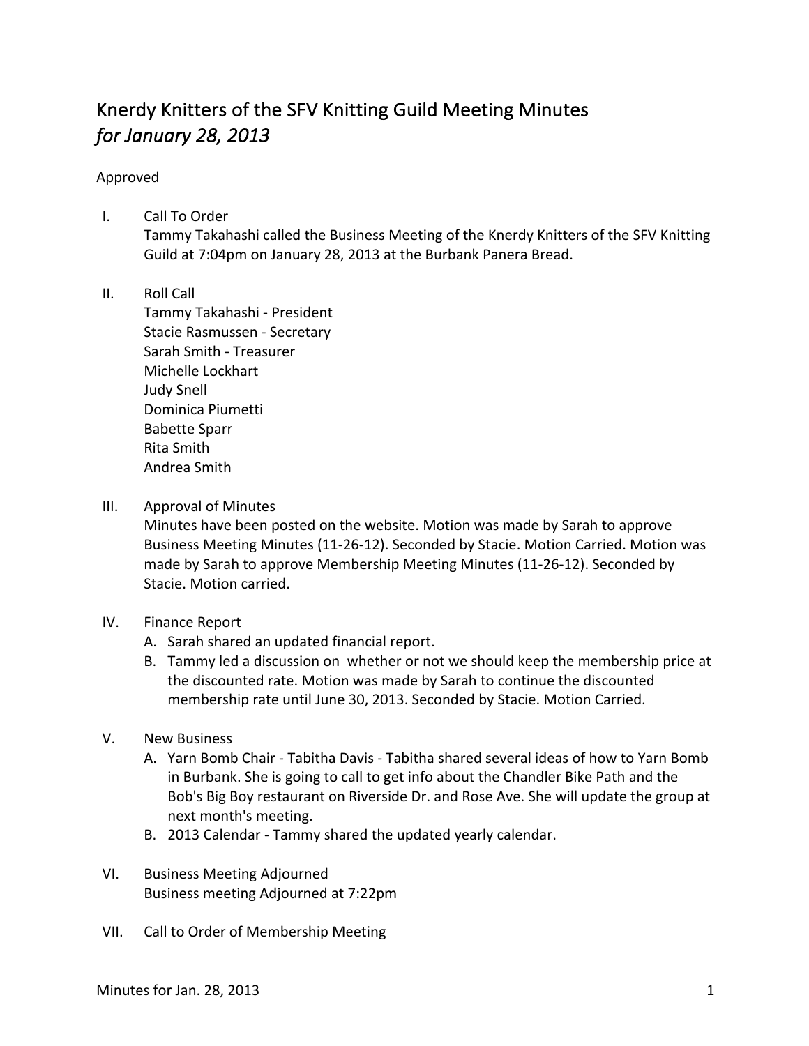# Knerdy Knitters of the SFV Knitting Guild Meeting Minutes
## *for January 28, 2013*

Approved

I. Call To Order
   Tammy Takahashi called the Business Meeting of the Knerdy Knitters of the SFV Knitting Guild at 7:04pm on January 28, 2013 at the Burbank Panera Bread.

II. Roll Call
   Tammy Takahashi - President
   Stacie Rasmussen - Secretary
   Sarah Smith - Treasurer
   Michelle Lockhart
   Judy Snell
   Dominica Piumetti
   Babette Sparr
   Rita Smith
   Andrea Smith

III. Approval of Minutes
   Minutes have been posted on the website. Motion was made by Sarah to approve Business Meeting Minutes (11-26-12). Seconded by Stacie. Motion Carried. Motion was made by Sarah to approve Membership Meeting Minutes (11-26-12). Seconded by Stacie. Motion carried.

IV. Finance Report
   A. Sarah shared an updated financial report.
   B. Tammy led a discussion on whether or not we should keep the membership price at the discounted rate. Motion was made by Sarah to continue the discounted membership rate until June 30, 2013. Seconded by Stacie. Motion Carried.

V. New Business
   A. Yarn Bomb Chair - Tabitha Davis - Tabitha shared several ideas of how to Yarn Bomb in Burbank. She is going to call to get info about the Chandler Bike Path and the Bob's Big Boy restaurant on Riverside Dr. and Rose Ave. She will update the group at next month's meeting.
   B. 2013 Calendar - Tammy shared the updated yearly calendar.

VI. Business Meeting Adjourned
   Business meeting Adjourned at 7:22pm

VII. Call to Order of Membership Meeting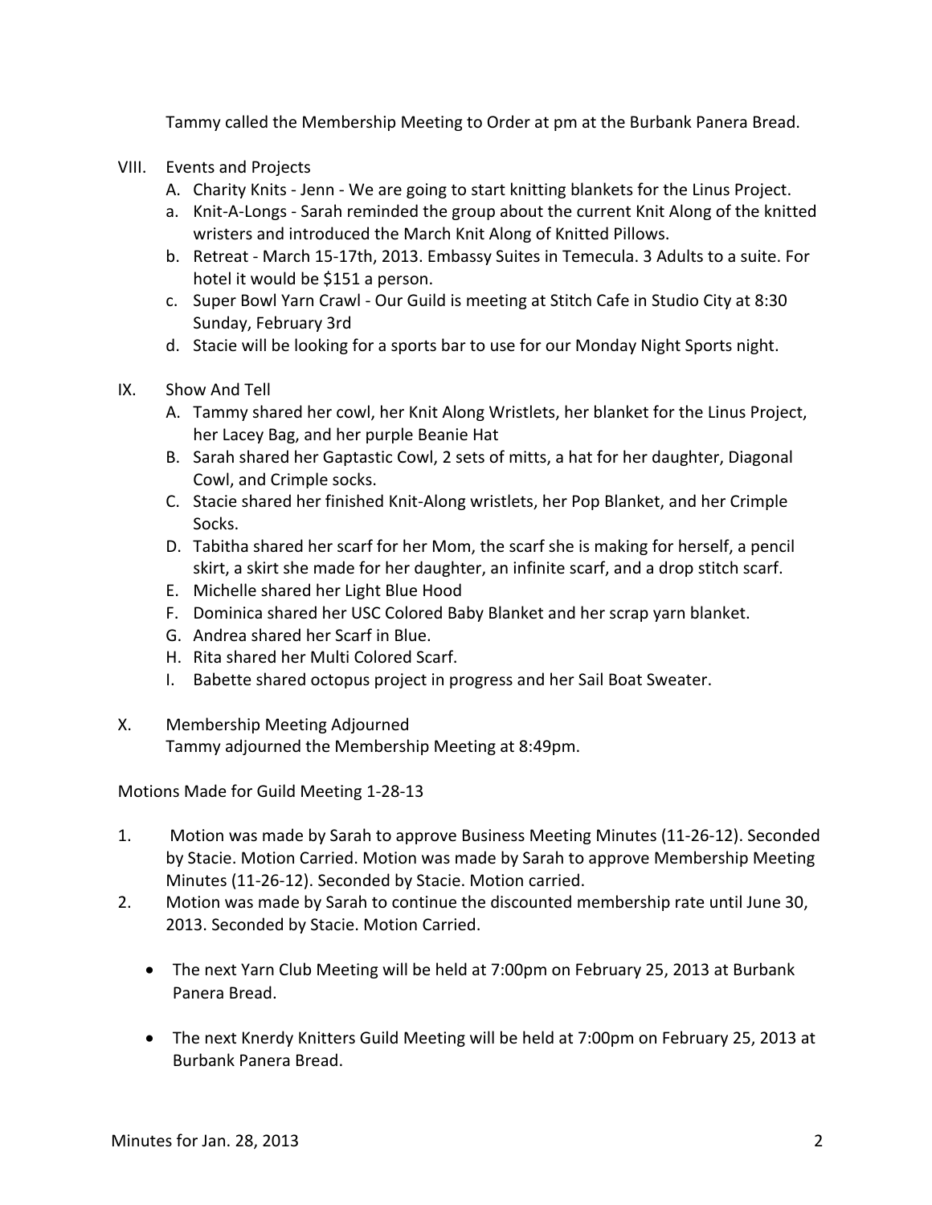Tammy called the Membership Meeting to Order at pm at the Burbank Panera Bread.

VIII. Events and Projects

A. Charity Knits - Jenn - We are going to start knitting blankets for the Linus Project.

a. Knit-A-Longs - Sarah reminded the group about the current Knit Along of the knitted wristers and introduced the March Knit Along of Knitted Pillows.

b. Retreat - March 15-17th, 2013. Embassy Suites in Temecula. 3 Adults to a suite. For hotel it would be $151 a person.

c. Super Bowl Yarn Crawl - Our Guild is meeting at Stitch Cafe in Studio City at 8:30 Sunday, February 3rd

d. Stacie will be looking for a sports bar to use for our Monday Night Sports night.

IX. Show And Tell

A. Tammy shared her cowl, her Knit Along Wristlets, her blanket for the Linus Project, her Lacey Bag, and her purple Beanie Hat

B. Sarah shared her Gaptastic Cowl, 2 sets of mitts, a hat for her daughter, Diagonal Cowl, and Crimple socks.

C. Stacie shared her finished Knit-Along wristlets, her Pop Blanket, and her Crimple Socks.

D. Tabitha shared her scarf for her Mom, the scarf she is making for herself, a pencil skirt, a skirt she made for her daughter, an infinite scarf, and a drop stitch scarf.

E. Michelle shared her Light Blue Hood

F. Dominica shared her USC Colored Baby Blanket and her scrap yarn blanket.

G. Andrea shared her Scarf in Blue.

H. Rita shared her Multi Colored Scarf.

I. Babette shared octopus project in progress and her Sail Boat Sweater.

X. Membership Meeting Adjourned

Tammy adjourned the Membership Meeting at 8:49pm.

Motions Made for Guild Meeting 1-28-13

1. Motion was made by Sarah to approve Business Meeting Minutes (11-26-12). Seconded by Stacie. Motion Carried. Motion was made by Sarah to approve Membership Meeting Minutes (11-26-12). Seconded by Stacie. Motion carried.
2. Motion was made by Sarah to continue the discounted membership rate until June 30, 2013. Seconded by Stacie. Motion Carried.

- The next Yarn Club Meeting will be held at 7:00pm on February 25, 2013 at Burbank Panera Bread.

- The next Knerdy Knitters Guild Meeting will be held at 7:00pm on February 25, 2013 at Burbank Panera Bread.